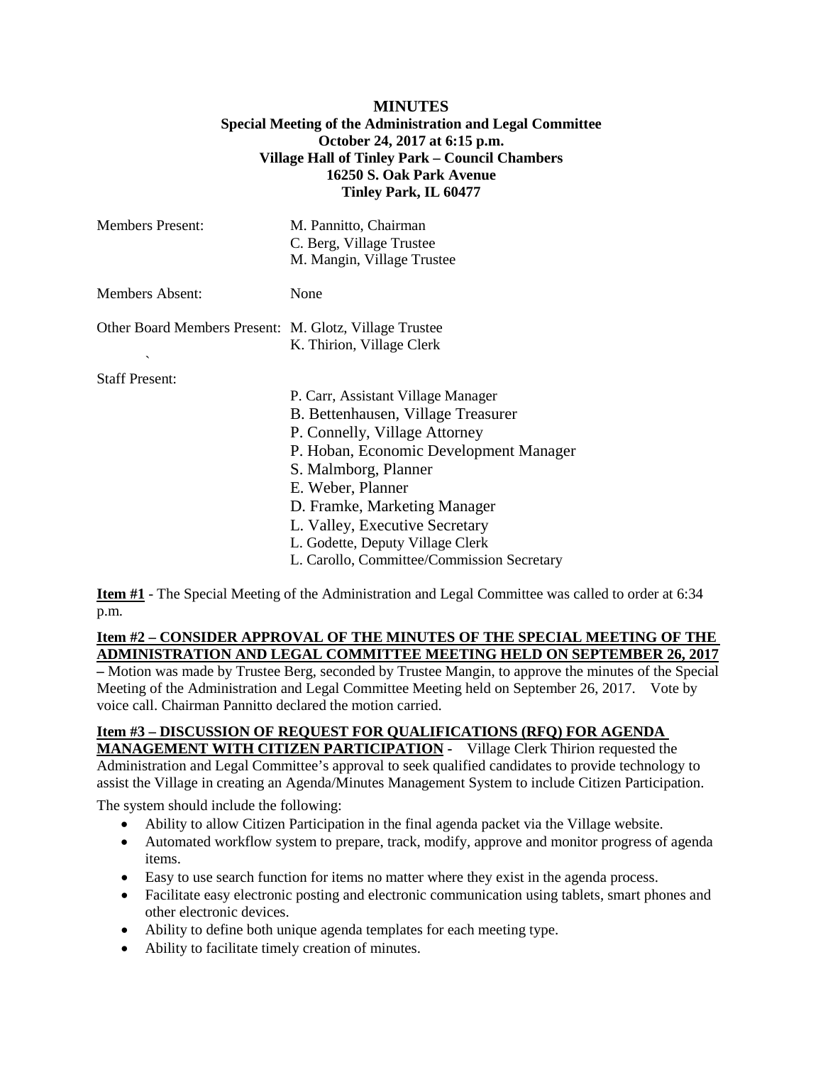**MINUTES**
**Special Meeting of the Administration and Legal Committee**
**October 24, 2017 at 6:15 p.m.**
**Village Hall of Tinley Park – Council Chambers**
**16250 S. Oak Park Avenue**
**Tinley Park, IL 60477**

| | |
|---|---|
| Members Present: | M. Pannitto, Chairman<br>C. Berg, Village Trustee<br>M. Mangin, Village Trustee |
| Members Absent: | None |
| Other Board Members Present: | M. Glotz, Village Trustee<br>K. Thirion, Village Clerk |
| Staff Present: | P. Carr, Assistant Village Manager<br>B. Bettenhausen, Village Treasurer<br>P. Connelly, Village Attorney<br>P. Hoban, Economic Development Manager<br>S. Malmborg, Planner<br>E. Weber, Planner<br>D. Framke, Marketing Manager<br>L. Valley, Executive Secretary<br>L. Godette, Deputy Village Clerk<br>L. Carollo, Committee/Commission Secretary |

**Item #1** - The Special Meeting of the Administration and Legal Committee was called to order at 6:34 p.m.

**Item #2 – CONSIDER APPROVAL OF THE MINUTES OF THE SPECIAL MEETING OF THE ADMINISTRATION AND LEGAL COMMITTEE MEETING HELD ON SEPTEMBER 26, 2017 –** Motion was made by Trustee Berg, seconded by Trustee Mangin, to approve the minutes of the Special Meeting of the Administration and Legal Committee Meeting held on September 26, 2017. Vote by voice call. Chairman Pannitto declared the motion carried.

**Item #3 – DISCUSSION OF REQUEST FOR QUALIFICATIONS (RFQ) FOR AGENDA MANAGEMENT WITH CITIZEN PARTICIPATION -** Village Clerk Thirion requested the Administration and Legal Committee's approval to seek qualified candidates to provide technology to assist the Village in creating an Agenda/Minutes Management System to include Citizen Participation.

The system should include the following:

- Ability to allow Citizen Participation in the final agenda packet via the Village website.
- Automated workflow system to prepare, track, modify, approve and monitor progress of agenda items.
- Easy to use search function for items no matter where they exist in the agenda process.
- Facilitate easy electronic posting and electronic communication using tablets, smart phones and other electronic devices.
- Ability to define both unique agenda templates for each meeting type.
- Ability to facilitate timely creation of minutes.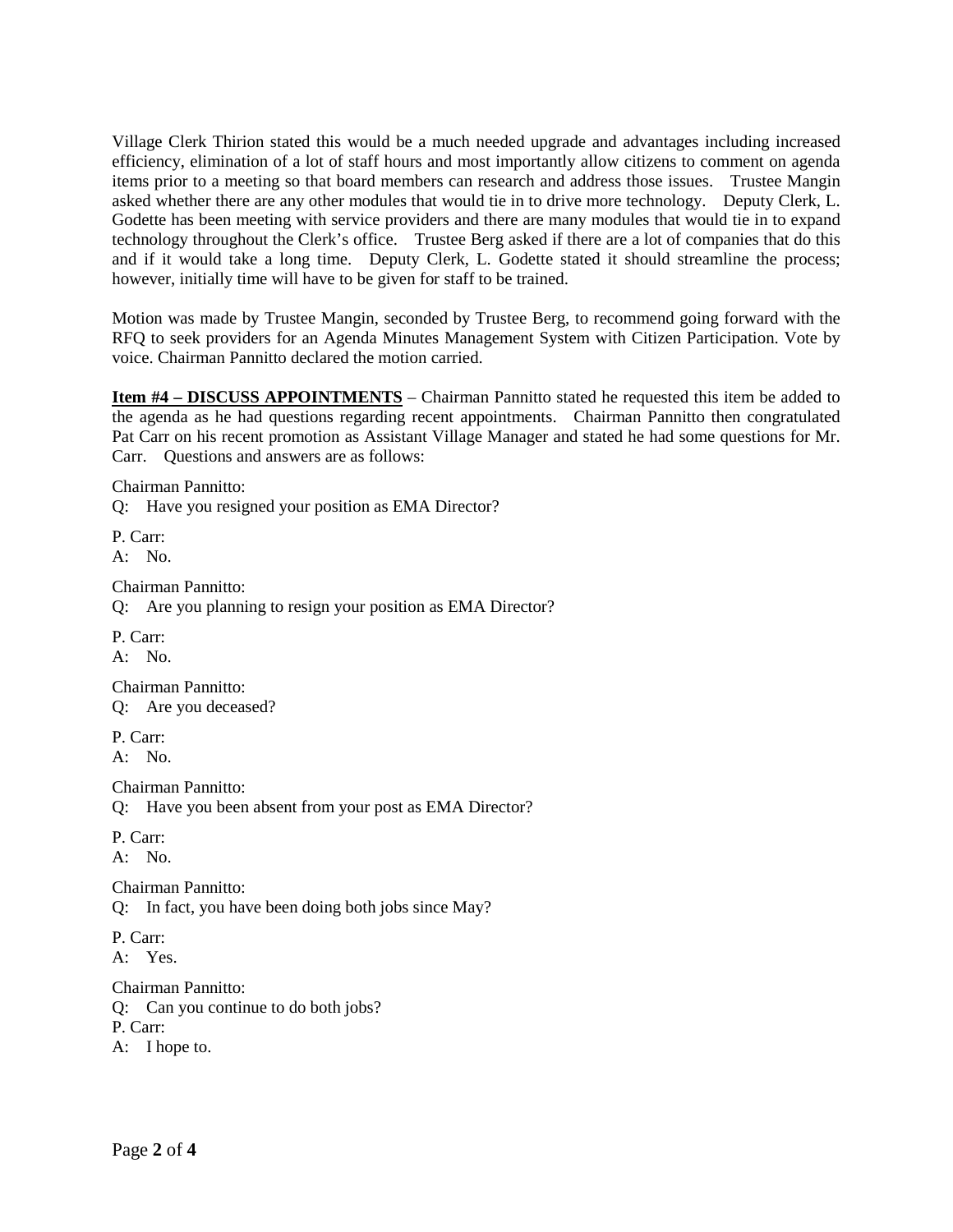Village Clerk Thirion stated this would be a much needed upgrade and advantages including increased efficiency, elimination of a lot of staff hours and most importantly allow citizens to comment on agenda items prior to a meeting so that board members can research and address those issues. Trustee Mangin asked whether there are any other modules that would tie in to drive more technology. Deputy Clerk, L. Godette has been meeting with service providers and there are many modules that would tie in to expand technology throughout the Clerk's office. Trustee Berg asked if there are a lot of companies that do this and if it would take a long time. Deputy Clerk, L. Godette stated it should streamline the process; however, initially time will have to be given for staff to be trained.

Motion was made by Trustee Mangin, seconded by Trustee Berg, to recommend going forward with the RFQ to seek providers for an Agenda Minutes Management System with Citizen Participation. Vote by voice. Chairman Pannitto declared the motion carried.

**Item #4 – DISCUSS APPOINTMENTS** – Chairman Pannitto stated he requested this item be added to the agenda as he had questions regarding recent appointments. Chairman Pannitto then congratulated Pat Carr on his recent promotion as Assistant Village Manager and stated he had some questions for Mr. Carr. Questions and answers are as follows:

Chairman Pannitto:
Q: Have you resigned your position as EMA Director?

P. Carr:
A: No.

Chairman Pannitto:
Q: Are you planning to resign your position as EMA Director?

P. Carr:
A: No.

Chairman Pannitto:
Q: Are you deceased?

P. Carr:
A: No.

Chairman Pannitto:
Q: Have you been absent from your post as EMA Director?

P. Carr:
A: No.

Chairman Pannitto:
Q: In fact, you have been doing both jobs since May?

P. Carr:
A: Yes.

Chairman Pannitto:
Q: Can you continue to do both jobs?
P. Carr:
A: I hope to.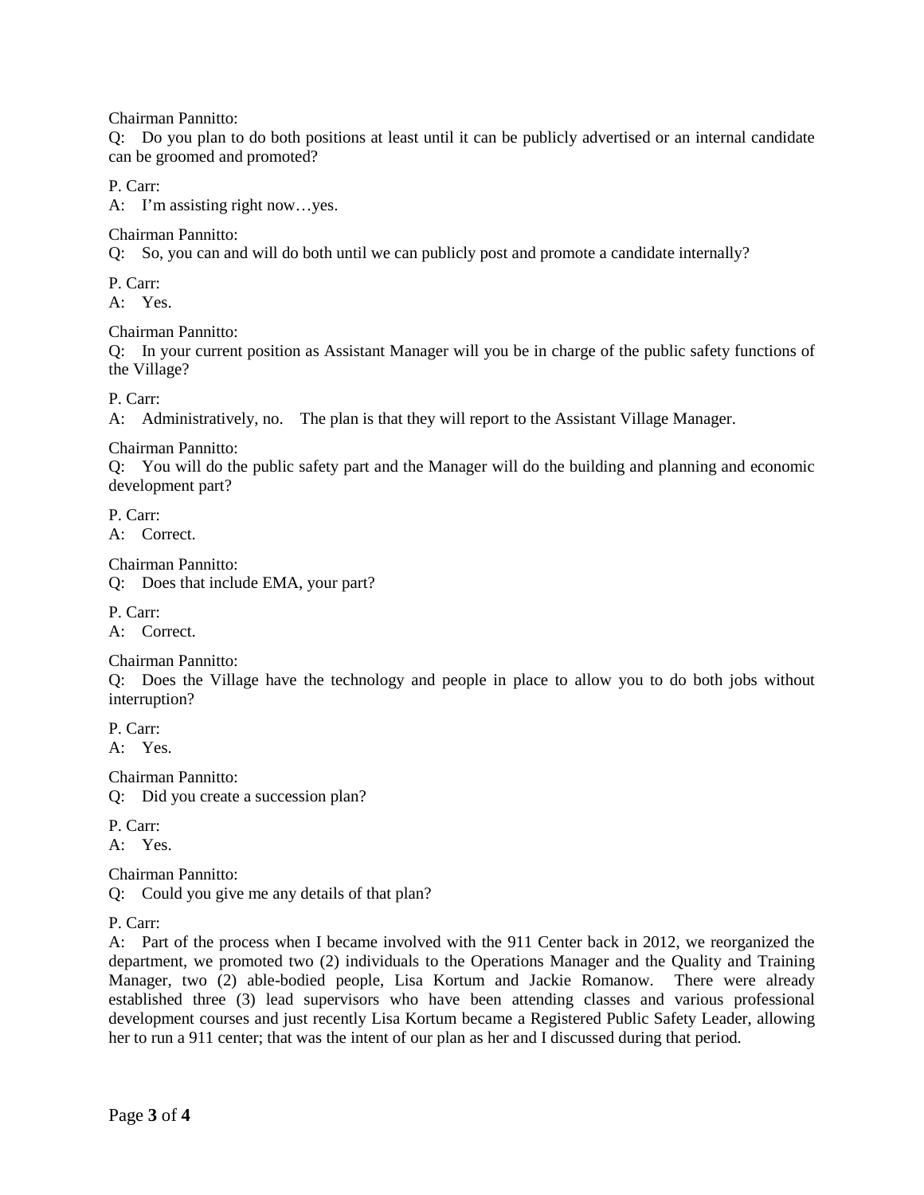Chairman Pannitto:
Q: Do you plan to do both positions at least until it can be publicly advertised or an internal candidate can be groomed and promoted?

P. Carr:
A: I'm assisting right now…yes.

Chairman Pannitto:
Q: So, you can and will do both until we can publicly post and promote a candidate internally?

P. Carr:
A: Yes.

Chairman Pannitto:
Q: In your current position as Assistant Manager will you be in charge of the public safety functions of the Village?

P. Carr:
A: Administratively, no. The plan is that they will report to the Assistant Village Manager.

Chairman Pannitto:
Q: You will do the public safety part and the Manager will do the building and planning and economic development part?

P. Carr:
A: Correct.

Chairman Pannitto:
Q: Does that include EMA, your part?

P. Carr:
A: Correct.

Chairman Pannitto:
Q: Does the Village have the technology and people in place to allow you to do both jobs without interruption?

P. Carr:
A: Yes.

Chairman Pannitto:
Q: Did you create a succession plan?

P. Carr:
A: Yes.

Chairman Pannitto:
Q: Could you give me any details of that plan?

P. Carr:
A: Part of the process when I became involved with the 911 Center back in 2012, we reorganized the department, we promoted two (2) individuals to the Operations Manager and the Quality and Training Manager, two (2) able-bodied people, Lisa Kortum and Jackie Romanow. There were already established three (3) lead supervisors who have been attending classes and various professional development courses and just recently Lisa Kortum became a Registered Public Safety Leader, allowing her to run a 911 center; that was the intent of our plan as her and I discussed during that period.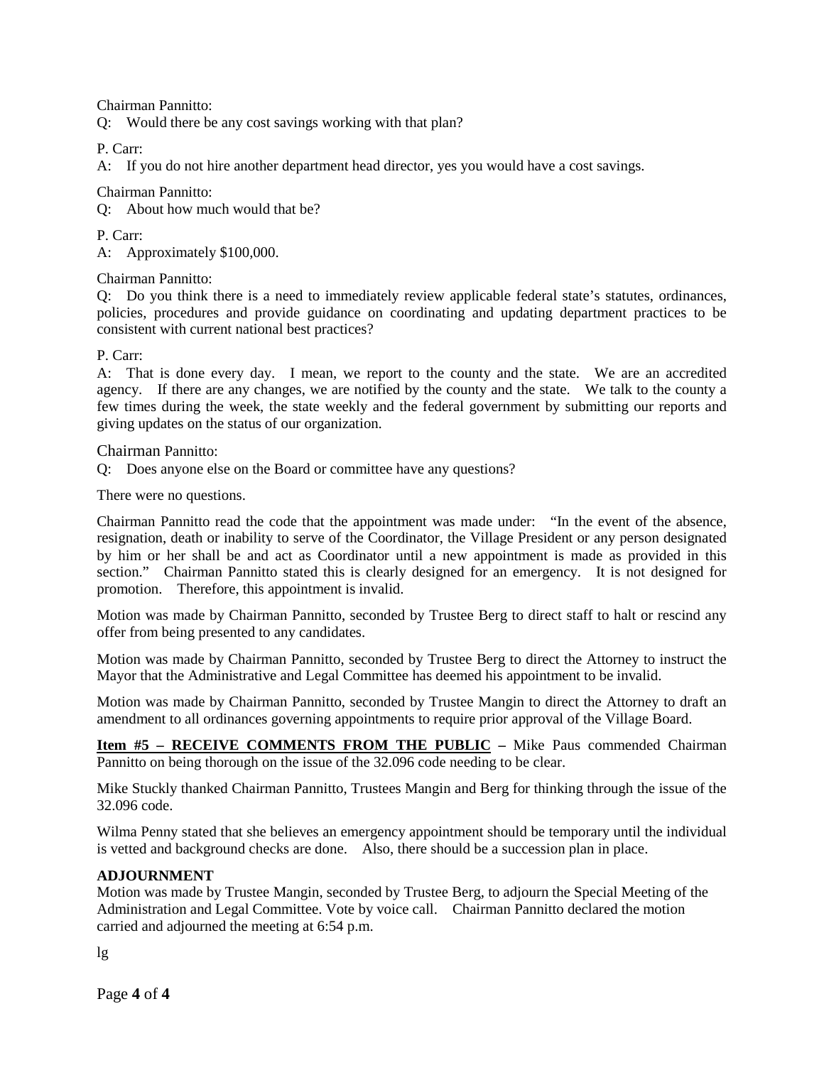Chairman Pannitto:

Q: Would there be any cost savings working with that plan?

P. Carr:

A: If you do not hire another department head director, yes you would have a cost savings.

Chairman Pannitto:

Q: About how much would that be?

P. Carr:

A: Approximately $100,000.

Chairman Pannitto:

Q: Do you think there is a need to immediately review applicable federal state's statutes, ordinances, policies, procedures and provide guidance on coordinating and updating department practices to be consistent with current national best practices?

P. Carr:

A: That is done every day. I mean, we report to the county and the state. We are an accredited agency. If there are any changes, we are notified by the county and the state. We talk to the county a few times during the week, the state weekly and the federal government by submitting our reports and giving updates on the status of our organization.

Chairman Pannitto:

Q: Does anyone else on the Board or committee have any questions?

There were no questions.

Chairman Pannitto read the code that the appointment was made under: "In the event of the absence, resignation, death or inability to serve of the Coordinator, the Village President or any person designated by him or her shall be and act as Coordinator until a new appointment is made as provided in this section." Chairman Pannitto stated this is clearly designed for an emergency. It is not designed for promotion. Therefore, this appointment is invalid.

Motion was made by Chairman Pannitto, seconded by Trustee Berg to direct staff to halt or rescind any offer from being presented to any candidates.

Motion was made by Chairman Pannitto, seconded by Trustee Berg to direct the Attorney to instruct the Mayor that the Administrative and Legal Committee has deemed his appointment to be invalid.

Motion was made by Chairman Pannitto, seconded by Trustee Mangin to direct the Attorney to draft an amendment to all ordinances governing appointments to require prior approval of the Village Board.

**Item #5 – RECEIVE COMMENTS FROM THE PUBLIC –** Mike Paus commended Chairman Pannitto on being thorough on the issue of the 32.096 code needing to be clear.

Mike Stuckly thanked Chairman Pannitto, Trustees Mangin and Berg for thinking through the issue of the 32.096 code.

Wilma Penny stated that she believes an emergency appointment should be temporary until the individual is vetted and background checks are done. Also, there should be a succession plan in place.

**ADJOURNMENT**

Motion was made by Trustee Mangin, seconded by Trustee Berg, to adjourn the Special Meeting of the Administration and Legal Committee. Vote by voice call. Chairman Pannitto declared the motion carried and adjourned the meeting at 6:54 p.m.

lg